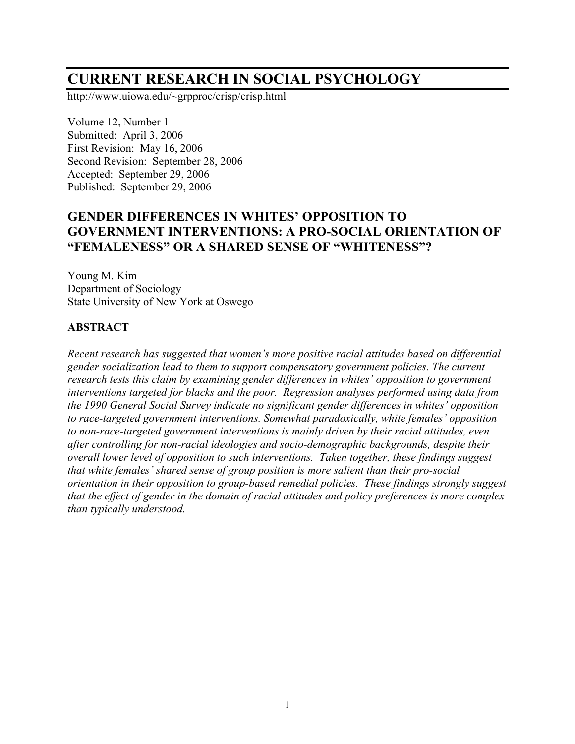# CURRENT RESEARCH IN SOCIAL PSYCHOLOGY

http://www.uiowa.edu/~grpproc/crisp/crisp.html

Volume 12, Number 1
Submitted: April 3, 2006
First Revision: May 16, 2006
Second Revision: September 28, 2006
Accepted: September 29, 2006
Published: September 29, 2006

## GENDER DIFFERENCES IN WHITES' OPPOSITION TO GOVERNMENT INTERVENTIONS: A PRO-SOCIAL ORIENTATION OF "FEMALENESS" OR A SHARED SENSE OF "WHITENESS"?

Young M. Kim
Department of Sociology
State University of New York at Oswego

### ABSTRACT

*Recent research has suggested that women's more positive racial attitudes based on differential gender socialization lead to them to support compensatory government policies. The current research tests this claim by examining gender differences in whites' opposition to government interventions targeted for blacks and the poor. Regression analyses performed using data from the 1990 General Social Survey indicate no significant gender differences in whites' opposition to race-targeted government interventions. Somewhat paradoxically, white females' opposition to non-race-targeted government interventions is mainly driven by their racial attitudes, even after controlling for non-racial ideologies and socio-demographic backgrounds, despite their overall lower level of opposition to such interventions. Taken together, these findings suggest that white females' shared sense of group position is more salient than their pro-social orientation in their opposition to group-based remedial policies. These findings strongly suggest that the effect of gender in the domain of racial attitudes and policy preferences is more complex than typically understood.*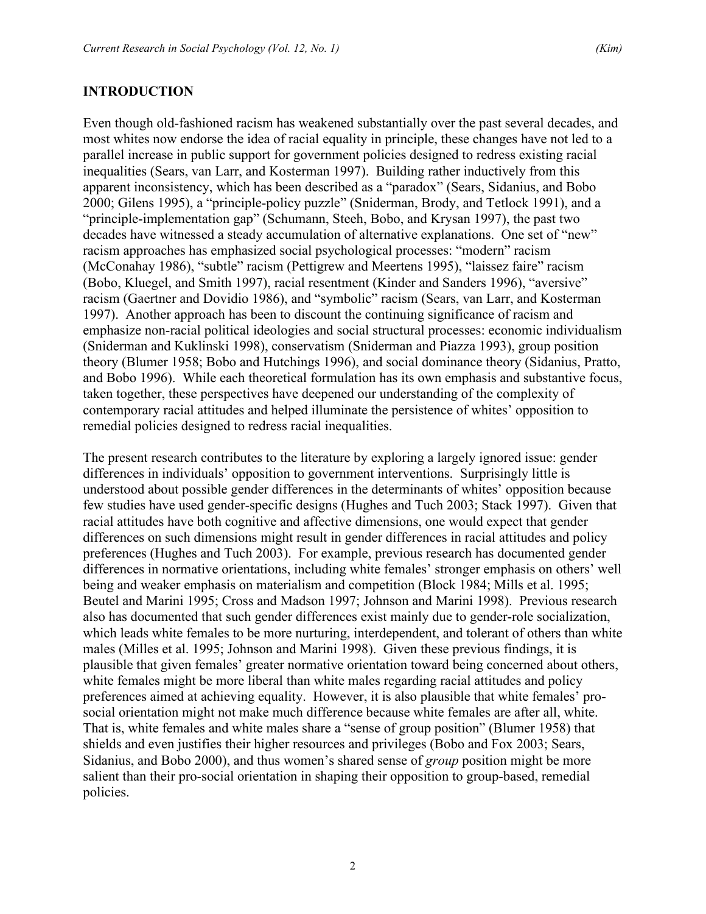## INTRODUCTION

Even though old-fashioned racism has weakened substantially over the past several decades, and most whites now endorse the idea of racial equality in principle, these changes have not led to a parallel increase in public support for government policies designed to redress existing racial inequalities (Sears, van Larr, and Kosterman 1997). Building rather inductively from this apparent inconsistency, which has been described as a "paradox" (Sears, Sidanius, and Bobo 2000; Gilens 1995), a "principle-policy puzzle" (Sniderman, Brody, and Tetlock 1991), and a "principle-implementation gap" (Schumann, Steeh, Bobo, and Krysan 1997), the past two decades have witnessed a steady accumulation of alternative explanations. One set of "new" racism approaches has emphasized social psychological processes: "modern" racism (McConahay 1986), "subtle" racism (Pettigrew and Meertens 1995), "laissez faire" racism (Bobo, Kluegel, and Smith 1997), racial resentment (Kinder and Sanders 1996), "aversive" racism (Gaertner and Dovidio 1986), and "symbolic" racism (Sears, van Larr, and Kosterman 1997). Another approach has been to discount the continuing significance of racism and emphasize non-racial political ideologies and social structural processes: economic individualism (Sniderman and Kuklinski 1998), conservatism (Sniderman and Piazza 1993), group position theory (Blumer 1958; Bobo and Hutchings 1996), and social dominance theory (Sidanius, Pratto, and Bobo 1996). While each theoretical formulation has its own emphasis and substantive focus, taken together, these perspectives have deepened our understanding of the complexity of contemporary racial attitudes and helped illuminate the persistence of whites' opposition to remedial policies designed to redress racial inequalities.

The present research contributes to the literature by exploring a largely ignored issue: gender differences in individuals' opposition to government interventions. Surprisingly little is understood about possible gender differences in the determinants of whites' opposition because few studies have used gender-specific designs (Hughes and Tuch 2003; Stack 1997). Given that racial attitudes have both cognitive and affective dimensions, one would expect that gender differences on such dimensions might result in gender differences in racial attitudes and policy preferences (Hughes and Tuch 2003). For example, previous research has documented gender differences in normative orientations, including white females' stronger emphasis on others' well being and weaker emphasis on materialism and competition (Block 1984; Mills et al. 1995; Beutel and Marini 1995; Cross and Madson 1997; Johnson and Marini 1998). Previous research also has documented that such gender differences exist mainly due to gender-role socialization, which leads white females to be more nurturing, interdependent, and tolerant of others than white males (Milles et al. 1995; Johnson and Marini 1998). Given these previous findings, it is plausible that given females' greater normative orientation toward being concerned about others, white females might be more liberal than white males regarding racial attitudes and policy preferences aimed at achieving equality. However, it is also plausible that white females' pro-social orientation might not make much difference because white females are after all, white. That is, white females and white males share a "sense of group position" (Blumer 1958) that shields and even justifies their higher resources and privileges (Bobo and Fox 2003; Sears, Sidanius, and Bobo 2000), and thus women's shared sense of *group* position might be more salient than their pro-social orientation in shaping their opposition to group-based, remedial policies.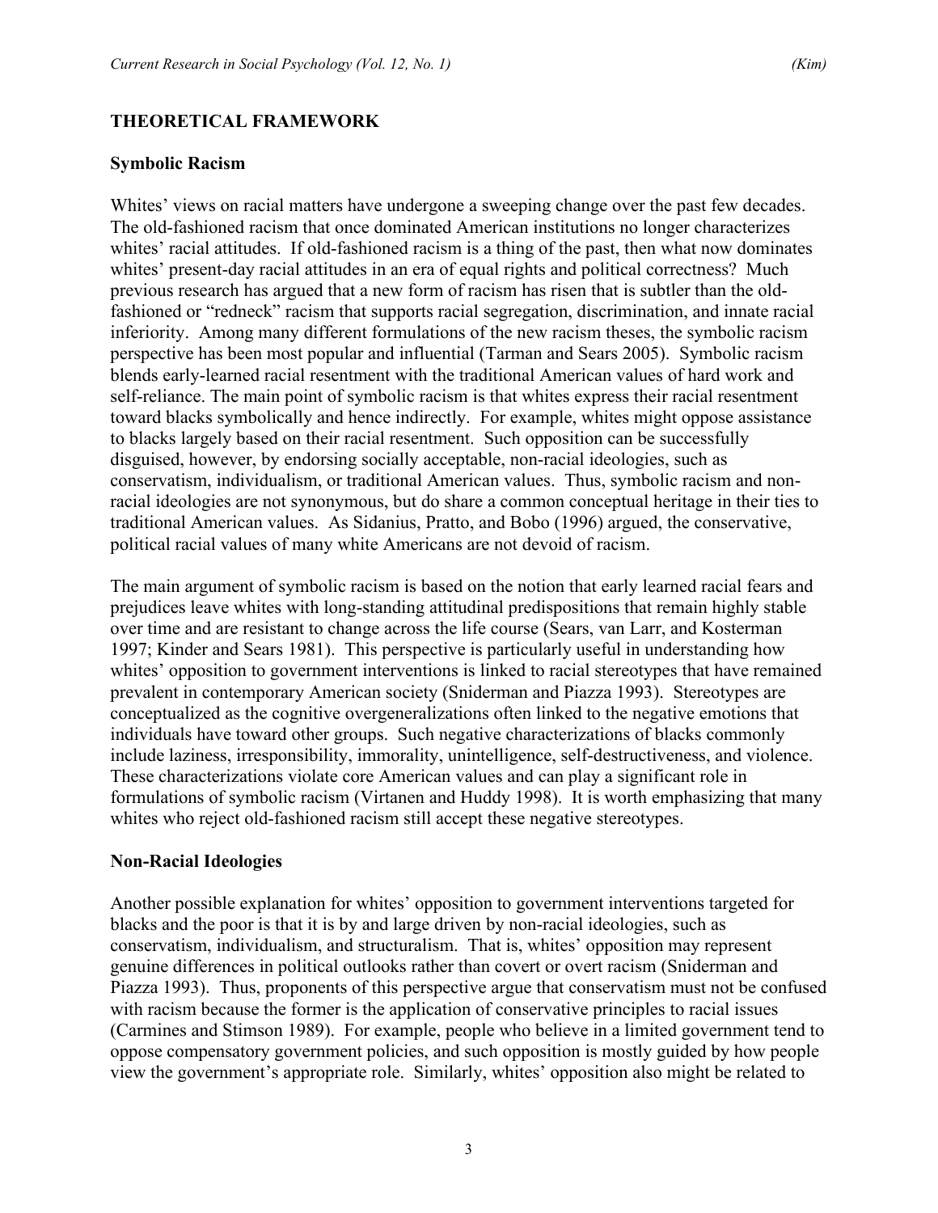## THEORETICAL FRAMEWORK

### Symbolic Racism

Whites' views on racial matters have undergone a sweeping change over the past few decades. The old-fashioned racism that once dominated American institutions no longer characterizes whites' racial attitudes. If old-fashioned racism is a thing of the past, then what now dominates whites' present-day racial attitudes in an era of equal rights and political correctness? Much previous research has argued that a new form of racism has risen that is subtler than the old-fashioned or "redneck" racism that supports racial segregation, discrimination, and innate racial inferiority. Among many different formulations of the new racism theses, the symbolic racism perspective has been most popular and influential (Tarman and Sears 2005). Symbolic racism blends early-learned racial resentment with the traditional American values of hard work and self-reliance. The main point of symbolic racism is that whites express their racial resentment toward blacks symbolically and hence indirectly. For example, whites might oppose assistance to blacks largely based on their racial resentment. Such opposition can be successfully disguised, however, by endorsing socially acceptable, non-racial ideologies, such as conservatism, individualism, or traditional American values. Thus, symbolic racism and non-racial ideologies are not synonymous, but do share a common conceptual heritage in their ties to traditional American values. As Sidanius, Pratto, and Bobo (1996) argued, the conservative, political racial values of many white Americans are not devoid of racism.

The main argument of symbolic racism is based on the notion that early learned racial fears and prejudices leave whites with long-standing attitudinal predispositions that remain highly stable over time and are resistant to change across the life course (Sears, van Larr, and Kosterman 1997; Kinder and Sears 1981). This perspective is particularly useful in understanding how whites' opposition to government interventions is linked to racial stereotypes that have remained prevalent in contemporary American society (Sniderman and Piazza 1993). Stereotypes are conceptualized as the cognitive overgeneralizations often linked to the negative emotions that individuals have toward other groups. Such negative characterizations of blacks commonly include laziness, irresponsibility, immorality, unintelligence, self-destructiveness, and violence. These characterizations violate core American values and can play a significant role in formulations of symbolic racism (Virtanen and Huddy 1998). It is worth emphasizing that many whites who reject old-fashioned racism still accept these negative stereotypes.

### Non-Racial Ideologies

Another possible explanation for whites' opposition to government interventions targeted for blacks and the poor is that it is by and large driven by non-racial ideologies, such as conservatism, individualism, and structuralism. That is, whites' opposition may represent genuine differences in political outlooks rather than covert or overt racism (Sniderman and Piazza 1993). Thus, proponents of this perspective argue that conservatism must not be confused with racism because the former is the application of conservative principles to racial issues (Carmines and Stimson 1989). For example, people who believe in a limited government tend to oppose compensatory government policies, and such opposition is mostly guided by how people view the government's appropriate role. Similarly, whites' opposition also might be related to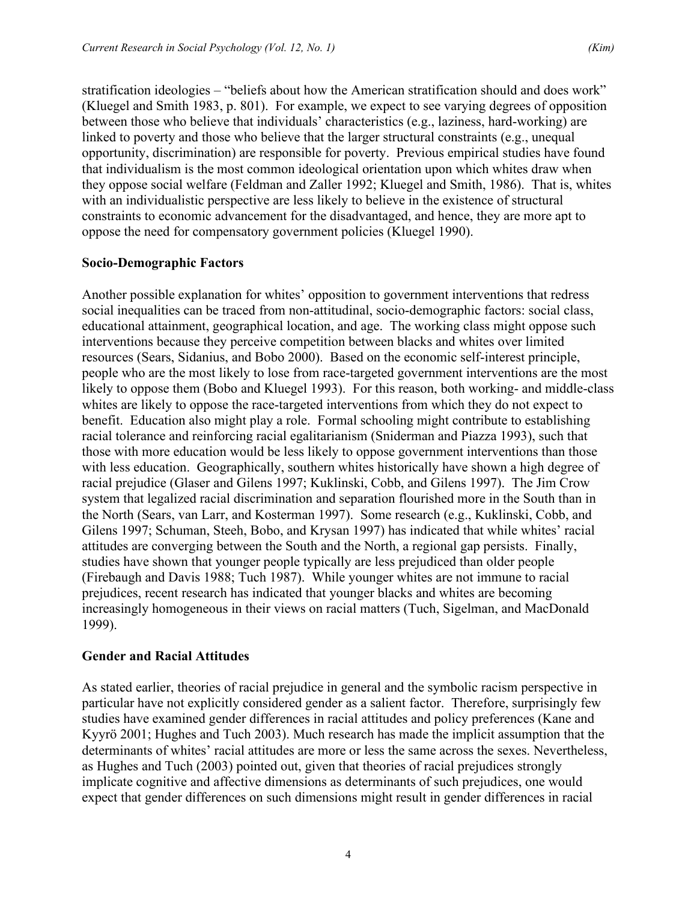stratification ideologies – "beliefs about how the American stratification should and does work" (Kluegel and Smith 1983, p. 801). For example, we expect to see varying degrees of opposition between those who believe that individuals' characteristics (e.g., laziness, hard-working) are linked to poverty and those who believe that the larger structural constraints (e.g., unequal opportunity, discrimination) are responsible for poverty. Previous empirical studies have found that individualism is the most common ideological orientation upon which whites draw when they oppose social welfare (Feldman and Zaller 1992; Kluegel and Smith, 1986). That is, whites with an individualistic perspective are less likely to believe in the existence of structural constraints to economic advancement for the disadvantaged, and hence, they are more apt to oppose the need for compensatory government policies (Kluegel 1990).

## Socio-Demographic Factors

Another possible explanation for whites' opposition to government interventions that redress social inequalities can be traced from non-attitudinal, socio-demographic factors: social class, educational attainment, geographical location, and age. The working class might oppose such interventions because they perceive competition between blacks and whites over limited resources (Sears, Sidanius, and Bobo 2000). Based on the economic self-interest principle, people who are the most likely to lose from race-targeted government interventions are the most likely to oppose them (Bobo and Kluegel 1993). For this reason, both working- and middle-class whites are likely to oppose the race-targeted interventions from which they do not expect to benefit. Education also might play a role. Formal schooling might contribute to establishing racial tolerance and reinforcing racial egalitarianism (Sniderman and Piazza 1993), such that those with more education would be less likely to oppose government interventions than those with less education. Geographically, southern whites historically have shown a high degree of racial prejudice (Glaser and Gilens 1997; Kuklinski, Cobb, and Gilens 1997). The Jim Crow system that legalized racial discrimination and separation flourished more in the South than in the North (Sears, van Larr, and Kosterman 1997). Some research (e.g., Kuklinski, Cobb, and Gilens 1997; Schuman, Steeh, Bobo, and Krysan 1997) has indicated that while whites' racial attitudes are converging between the South and the North, a regional gap persists. Finally, studies have shown that younger people typically are less prejudiced than older people (Firebaugh and Davis 1988; Tuch 1987). While younger whites are not immune to racial prejudices, recent research has indicated that younger blacks and whites are becoming increasingly homogeneous in their views on racial matters (Tuch, Sigelman, and MacDonald 1999).

## Gender and Racial Attitudes

As stated earlier, theories of racial prejudice in general and the symbolic racism perspective in particular have not explicitly considered gender as a salient factor. Therefore, surprisingly few studies have examined gender differences in racial attitudes and policy preferences (Kane and Kyyrö 2001; Hughes and Tuch 2003). Much research has made the implicit assumption that the determinants of whites' racial attitudes are more or less the same across the sexes. Nevertheless, as Hughes and Tuch (2003) pointed out, given that theories of racial prejudices strongly implicate cognitive and affective dimensions as determinants of such prejudices, one would expect that gender differences on such dimensions might result in gender differences in racial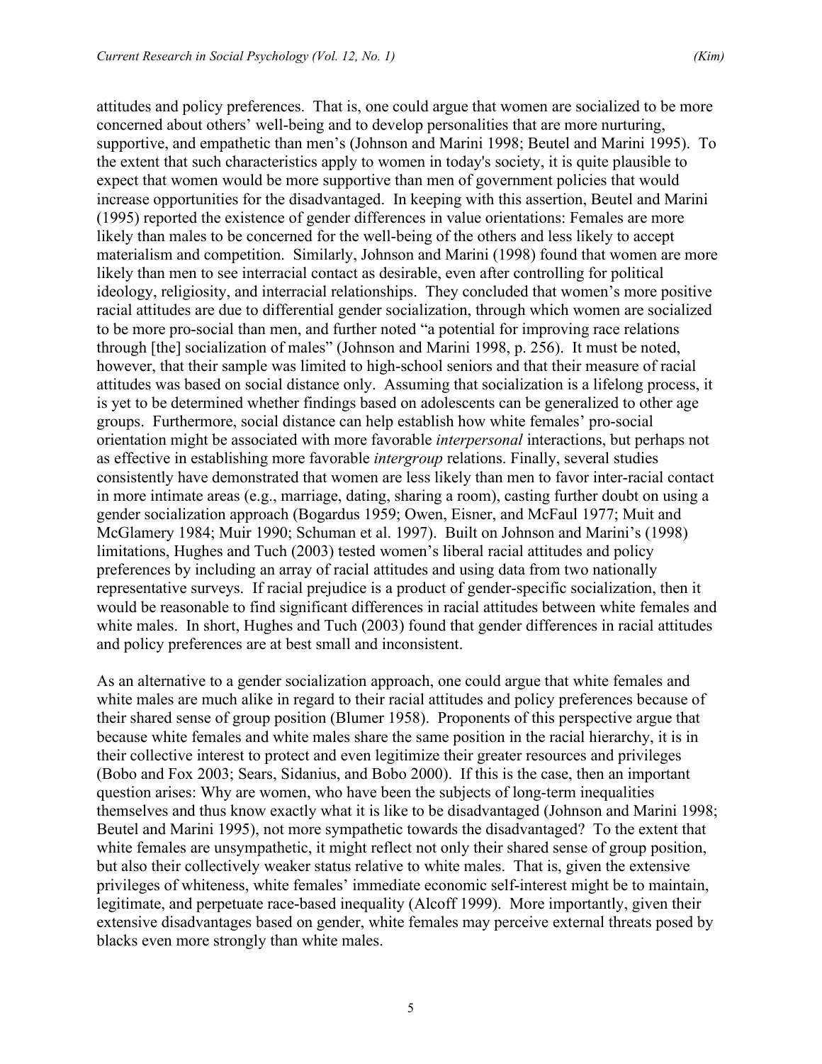attitudes and policy preferences. That is, one could argue that women are socialized to be more concerned about others' well-being and to develop personalities that are more nurturing, supportive, and empathetic than men's (Johnson and Marini 1998; Beutel and Marini 1995). To the extent that such characteristics apply to women in today's society, it is quite plausible to expect that women would be more supportive than men of government policies that would increase opportunities for the disadvantaged. In keeping with this assertion, Beutel and Marini (1995) reported the existence of gender differences in value orientations: Females are more likely than males to be concerned for the well-being of the others and less likely to accept materialism and competition. Similarly, Johnson and Marini (1998) found that women are more likely than men to see interracial contact as desirable, even after controlling for political ideology, religiosity, and interracial relationships. They concluded that women's more positive racial attitudes are due to differential gender socialization, through which women are socialized to be more pro-social than men, and further noted "a potential for improving race relations through [the] socialization of males" (Johnson and Marini 1998, p. 256). It must be noted, however, that their sample was limited to high-school seniors and that their measure of racial attitudes was based on social distance only. Assuming that socialization is a lifelong process, it is yet to be determined whether findings based on adolescents can be generalized to other age groups. Furthermore, social distance can help establish how white females' pro-social orientation might be associated with more favorable *interpersonal* interactions, but perhaps not as effective in establishing more favorable *intergroup* relations. Finally, several studies consistently have demonstrated that women are less likely than men to favor inter-racial contact in more intimate areas (e.g., marriage, dating, sharing a room), casting further doubt on using a gender socialization approach (Bogardus 1959; Owen, Eisner, and McFaul 1977; Muit and McGlamery 1984; Muir 1990; Schuman et al. 1997). Built on Johnson and Marini's (1998) limitations, Hughes and Tuch (2003) tested women's liberal racial attitudes and policy preferences by including an array of racial attitudes and using data from two nationally representative surveys. If racial prejudice is a product of gender-specific socialization, then it would be reasonable to find significant differences in racial attitudes between white females and white males. In short, Hughes and Tuch (2003) found that gender differences in racial attitudes and policy preferences are at best small and inconsistent.

As an alternative to a gender socialization approach, one could argue that white females and white males are much alike in regard to their racial attitudes and policy preferences because of their shared sense of group position (Blumer 1958). Proponents of this perspective argue that because white females and white males share the same position in the racial hierarchy, it is in their collective interest to protect and even legitimize their greater resources and privileges (Bobo and Fox 2003; Sears, Sidanius, and Bobo 2000). If this is the case, then an important question arises: Why are women, who have been the subjects of long-term inequalities themselves and thus know exactly what it is like to be disadvantaged (Johnson and Marini 1998; Beutel and Marini 1995), not more sympathetic towards the disadvantaged? To the extent that white females are unsympathetic, it might reflect not only their shared sense of group position, but also their collectively weaker status relative to white males. That is, given the extensive privileges of whiteness, white females' immediate economic self-interest might be to maintain, legitimate, and perpetuate race-based inequality (Alcoff 1999). More importantly, given their extensive disadvantages based on gender, white females may perceive external threats posed by blacks even more strongly than white males.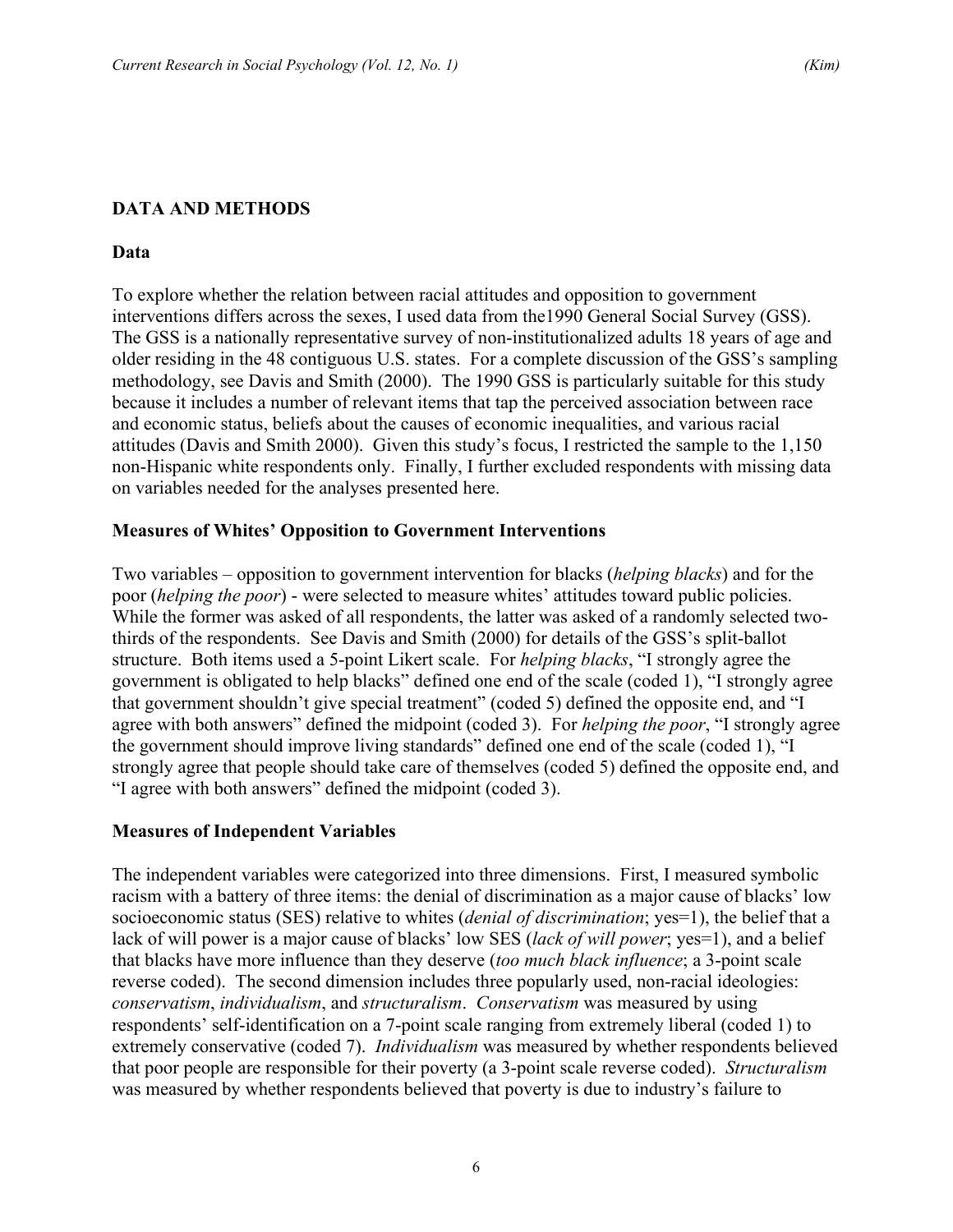## DATA AND METHODS

### Data

To explore whether the relation between racial attitudes and opposition to government interventions differs across the sexes, I used data from the1990 General Social Survey (GSS). The GSS is a nationally representative survey of non-institutionalized adults 18 years of age and older residing in the 48 contiguous U.S. states. For a complete discussion of the GSS's sampling methodology, see Davis and Smith (2000). The 1990 GSS is particularly suitable for this study because it includes a number of relevant items that tap the perceived association between race and economic status, beliefs about the causes of economic inequalities, and various racial attitudes (Davis and Smith 2000). Given this study's focus, I restricted the sample to the 1,150 non-Hispanic white respondents only. Finally, I further excluded respondents with missing data on variables needed for the analyses presented here.

### Measures of Whites' Opposition to Government Interventions

Two variables – opposition to government intervention for blacks (*helping blacks*) and for the poor (*helping the poor*) - were selected to measure whites' attitudes toward public policies. While the former was asked of all respondents, the latter was asked of a randomly selected two-thirds of the respondents. See Davis and Smith (2000) for details of the GSS's split-ballot structure. Both items used a 5-point Likert scale. For *helping blacks*, "I strongly agree the government is obligated to help blacks" defined one end of the scale (coded 1), "I strongly agree that government shouldn't give special treatment" (coded 5) defined the opposite end, and "I agree with both answers" defined the midpoint (coded 3). For *helping the poor*, "I strongly agree the government should improve living standards" defined one end of the scale (coded 1), "I strongly agree that people should take care of themselves (coded 5) defined the opposite end, and "I agree with both answers" defined the midpoint (coded 3).

### Measures of Independent Variables

The independent variables were categorized into three dimensions. First, I measured symbolic racism with a battery of three items: the denial of discrimination as a major cause of blacks' low socioeconomic status (SES) relative to whites (*denial of discrimination*; yes=1), the belief that a lack of will power is a major cause of blacks' low SES (*lack of will power*; yes=1), and a belief that blacks have more influence than they deserve (*too much black influence*; a 3-point scale reverse coded). The second dimension includes three popularly used, non-racial ideologies: *conservatism*, *individualism*, and *structuralism*. *Conservatism* was measured by using respondents' self-identification on a 7-point scale ranging from extremely liberal (coded 1) to extremely conservative (coded 7). *Individualism* was measured by whether respondents believed that poor people are responsible for their poverty (a 3-point scale reverse coded). *Structuralism* was measured by whether respondents believed that poverty is due to industry's failure to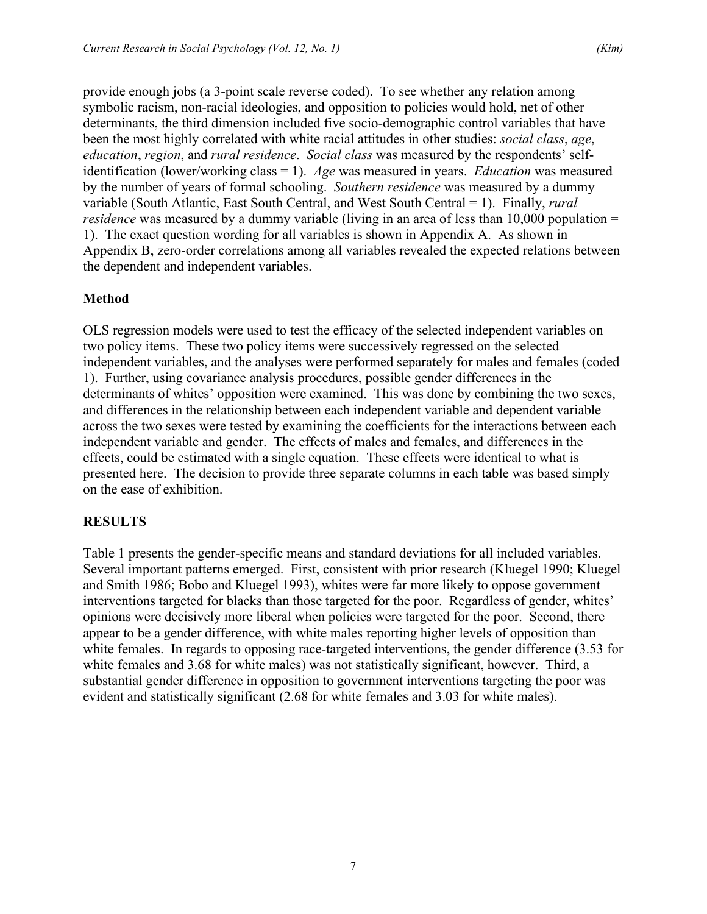provide enough jobs (a 3-point scale reverse coded). To see whether any relation among symbolic racism, non-racial ideologies, and opposition to policies would hold, net of other determinants, the third dimension included five socio-demographic control variables that have been the most highly correlated with white racial attitudes in other studies: *social class*, *age*, *education*, *region*, and *rural residence*. *Social class* was measured by the respondents' self-identification (lower/working class = 1). *Age* was measured in years. *Education* was measured by the number of years of formal schooling. *Southern residence* was measured by a dummy variable (South Atlantic, East South Central, and West South Central = 1). Finally, *rural residence* was measured by a dummy variable (living in an area of less than 10,000 population = 1). The exact question wording for all variables is shown in Appendix A. As shown in Appendix B, zero-order correlations among all variables revealed the expected relations between the dependent and independent variables.

**Method**

OLS regression models were used to test the efficacy of the selected independent variables on two policy items. These two policy items were successively regressed on the selected independent variables, and the analyses were performed separately for males and females (coded 1). Further, using covariance analysis procedures, possible gender differences in the determinants of whites' opposition were examined. This was done by combining the two sexes, and differences in the relationship between each independent variable and dependent variable across the two sexes were tested by examining the coefficients for the interactions between each independent variable and gender. The effects of males and females, and differences in the effects, could be estimated with a single equation. These effects were identical to what is presented here. The decision to provide three separate columns in each table was based simply on the ease of exhibition.

## RESULTS

Table 1 presents the gender-specific means and standard deviations for all included variables. Several important patterns emerged. First, consistent with prior research (Kluegel 1990; Kluegel and Smith 1986; Bobo and Kluegel 1993), whites were far more likely to oppose government interventions targeted for blacks than those targeted for the poor. Regardless of gender, whites' opinions were decisively more liberal when policies were targeted for the poor. Second, there appear to be a gender difference, with white males reporting higher levels of opposition than white females. In regards to opposing race-targeted interventions, the gender difference (3.53 for white females and 3.68 for white males) was not statistically significant, however. Third, a substantial gender difference in opposition to government interventions targeting the poor was evident and statistically significant (2.68 for white females and 3.03 for white males).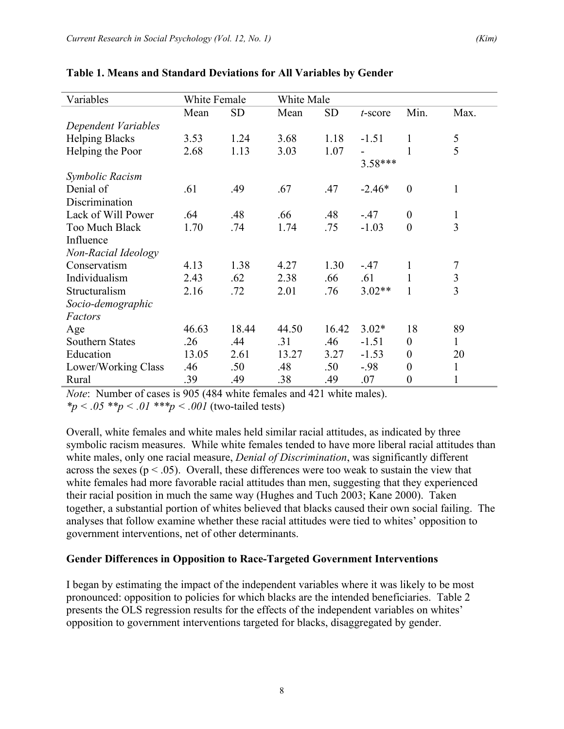**Table 1. Means and Standard Deviations for All Variables by Gender**

| Variables | White Female | | White Male | | | | |
|---|---|---|---|---|---|---|---|
| | Mean | SD | Mean | SD | *t*-score | Min. | Max. |
| *Dependent Variables* | | | | | | | |
| Helping Blacks | 3.53 | 1.24 | 3.68 | 1.18 | -1.51 | 1 | 5 |
| Helping the Poor | 2.68 | 1.13 | 3.03 | 1.07 | -3.58*** | 1 | 5 |
| *Symbolic Racism* | | | | | | | |
| Denial of Discrimination | .61 | .49 | .67 | .47 | -2.46* | 0 | 1 |
| Lack of Will Power | .64 | .48 | .66 | .48 | -.47 | 0 | 1 |
| Too Much Black Influence | 1.70 | .74 | 1.74 | .75 | -1.03 | 0 | 3 |
| *Non-Racial Ideology* | | | | | | | |
| Conservatism | 4.13 | 1.38 | 4.27 | 1.30 | -.47 | 1 | 7 |
| Individualism | 2.43 | .62 | 2.38 | .66 | .61 | 1 | 3 |
| Structuralism | 2.16 | .72 | 2.01 | .76 | 3.02** | 1 | 3 |
| *Socio-demographic Factors* | | | | | | | |
| Age | 46.63 | 18.44 | 44.50 | 16.42 | 3.02* | 18 | 89 |
| Southern States | .26 | .44 | .31 | .46 | -1.51 | 0 | 1 |
| Education | 13.05 | 2.61 | 13.27 | 3.27 | -1.53 | 0 | 20 |
| Lower/Working Class | .46 | .50 | .48 | .50 | -.98 | 0 | 1 |
| Rural | .39 | .49 | .38 | .49 | .07 | 0 | 1 |

*Note*: Number of cases is 905 (484 white females and 421 white males).
*$p < .05$ **$p < .01$ ***$p < .001$ (two-tailed tests)

Overall, white females and white males held similar racial attitudes, as indicated by three symbolic racism measures. While white females tended to have more liberal racial attitudes than white males, only one racial measure, *Denial of Discrimination*, was significantly different across the sexes ($p < .05$). Overall, these differences were too weak to sustain the view that white females had more favorable racial attitudes than men, suggesting that they experienced their racial position in much the same way (Hughes and Tuch 2003; Kane 2000). Taken together, a substantial portion of whites believed that blacks caused their own social failing. The analyses that follow examine whether these racial attitudes were tied to whites' opposition to government interventions, net of other determinants.

### Gender Differences in Opposition to Race-Targeted Government Interventions

I began by estimating the impact of the independent variables where it was likely to be most pronounced: opposition to policies for which blacks are the intended beneficiaries. Table 2 presents the OLS regression results for the effects of the independent variables on whites' opposition to government interventions targeted for blacks, disaggregated by gender.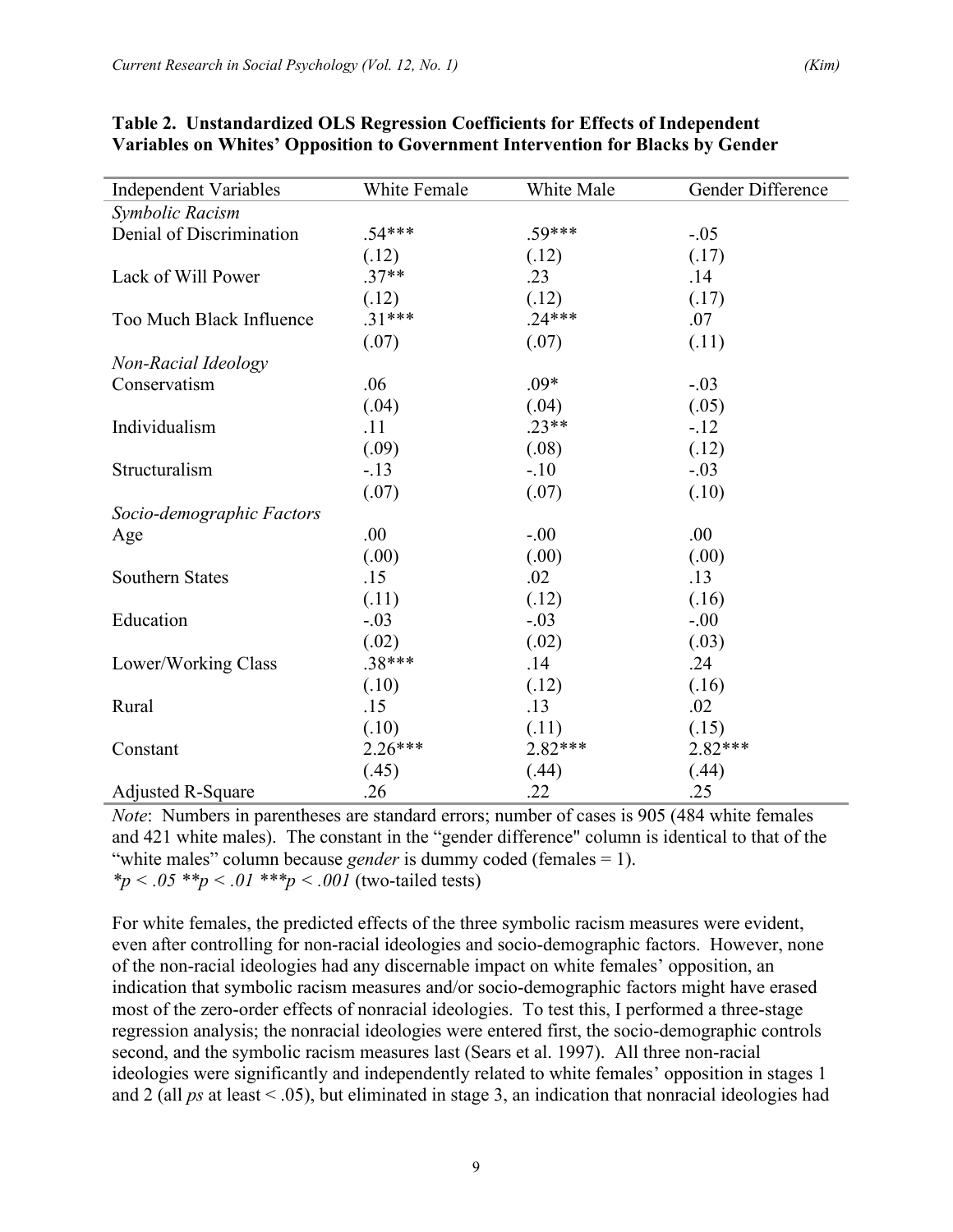**Table 2. Unstandardized OLS Regression Coefficients for Effects of Independent Variables on Whites' Opposition to Government Intervention for Blacks by Gender**

| Independent Variables | White Female | White Male | Gender Difference |
|---|---|---|---|
| *Symbolic Racism* | | | |
| Denial of Discrimination | .54*** | .59*** | -.05 |
| | (.12) | (.12) | (.17) |
| Lack of Will Power | .37** | .23 | .14 |
| | (.12) | (.12) | (.17) |
| Too Much Black Influence | .31*** | .24*** | .07 |
| | (.07) | (.07) | (.11) |
| *Non-Racial Ideology* | | | |
| Conservatism | .06 | .09* | -.03 |
| | (.04) | (.04) | (.05) |
| Individualism | .11 | .23** | -.12 |
| | (.09) | (.08) | (.12) |
| Structuralism | -.13 | -.10 | -.03 |
| | (.07) | (.07) | (.10) |
| *Socio-demographic Factors* | | | |
| Age | .00 | -.00 | .00 |
| | (.00) | (.00) | (.00) |
| Southern States | .15 | .02 | .13 |
| | (.11) | (.12) | (.16) |
| Education | -.03 | -.03 | -.00 |
| | (.02) | (.02) | (.03) |
| Lower/Working Class | .38*** | .14 | .24 |
| | (.10) | (.12) | (.16) |
| Rural | .15 | .13 | .02 |
| | (.10) | (.11) | (.15) |
| Constant | 2.26*** | 2.82*** | 2.82*** |
| | (.45) | (.44) | (.44) |
| Adjusted R-Square | .26 | .22 | .25 |

*Note*: Numbers in parentheses are standard errors; number of cases is 905 (484 white females and 421 white males). The constant in the "gender difference" column is identical to that of the "white males" column because *gender* is dummy coded (females = 1).
*$p < .05$ **$p < .01$ ***$p < .001$ (two-tailed tests)

For white females, the predicted effects of the three symbolic racism measures were evident, even after controlling for non-racial ideologies and socio-demographic factors. However, none of the non-racial ideologies had any discernable impact on white females' opposition, an indication that symbolic racism measures and/or socio-demographic factors might have erased most of the zero-order effects of nonracial ideologies. To test this, I performed a three-stage regression analysis; the nonracial ideologies were entered first, the socio-demographic controls second, and the symbolic racism measures last (Sears et al. 1997). All three non-racial ideologies were significantly and independently related to white females' opposition in stages 1 and 2 (all *ps* at least < .05), but eliminated in stage 3, an indication that nonracial ideologies had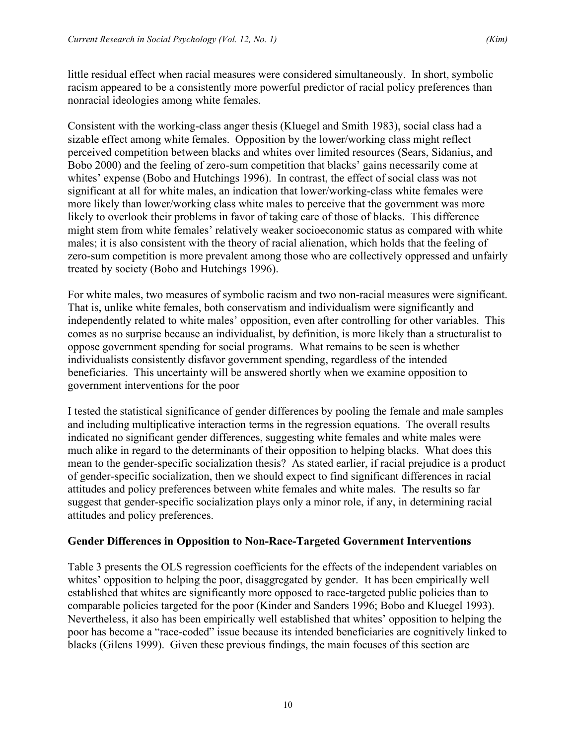little residual effect when racial measures were considered simultaneously. In short, symbolic racism appeared to be a consistently more powerful predictor of racial policy preferences than nonracial ideologies among white females.

Consistent with the working-class anger thesis (Kluegel and Smith 1983), social class had a sizable effect among white females. Opposition by the lower/working class might reflect perceived competition between blacks and whites over limited resources (Sears, Sidanius, and Bobo 2000) and the feeling of zero-sum competition that blacks' gains necessarily come at whites' expense (Bobo and Hutchings 1996). In contrast, the effect of social class was not significant at all for white males, an indication that lower/working-class white females were more likely than lower/working class white males to perceive that the government was more likely to overlook their problems in favor of taking care of those of blacks. This difference might stem from white females' relatively weaker socioeconomic status as compared with white males; it is also consistent with the theory of racial alienation, which holds that the feeling of zero-sum competition is more prevalent among those who are collectively oppressed and unfairly treated by society (Bobo and Hutchings 1996).

For white males, two measures of symbolic racism and two non-racial measures were significant. That is, unlike white females, both conservatism and individualism were significantly and independently related to white males' opposition, even after controlling for other variables. This comes as no surprise because an individualist, by definition, is more likely than a structuralist to oppose government spending for social programs. What remains to be seen is whether individualists consistently disfavor government spending, regardless of the intended beneficiaries. This uncertainty will be answered shortly when we examine opposition to government interventions for the poor

I tested the statistical significance of gender differences by pooling the female and male samples and including multiplicative interaction terms in the regression equations. The overall results indicated no significant gender differences, suggesting white females and white males were much alike in regard to the determinants of their opposition to helping blacks. What does this mean to the gender-specific socialization thesis? As stated earlier, if racial prejudice is a product of gender-specific socialization, then we should expect to find significant differences in racial attitudes and policy preferences between white females and white males. The results so far suggest that gender-specific socialization plays only a minor role, if any, in determining racial attitudes and policy preferences.

### Gender Differences in Opposition to Non-Race-Targeted Government Interventions

Table 3 presents the OLS regression coefficients for the effects of the independent variables on whites' opposition to helping the poor, disaggregated by gender. It has been empirically well established that whites are significantly more opposed to race-targeted public policies than to comparable policies targeted for the poor (Kinder and Sanders 1996; Bobo and Kluegel 1993). Nevertheless, it also has been empirically well established that whites' opposition to helping the poor has become a "race-coded" issue because its intended beneficiaries are cognitively linked to blacks (Gilens 1999). Given these previous findings, the main focuses of this section are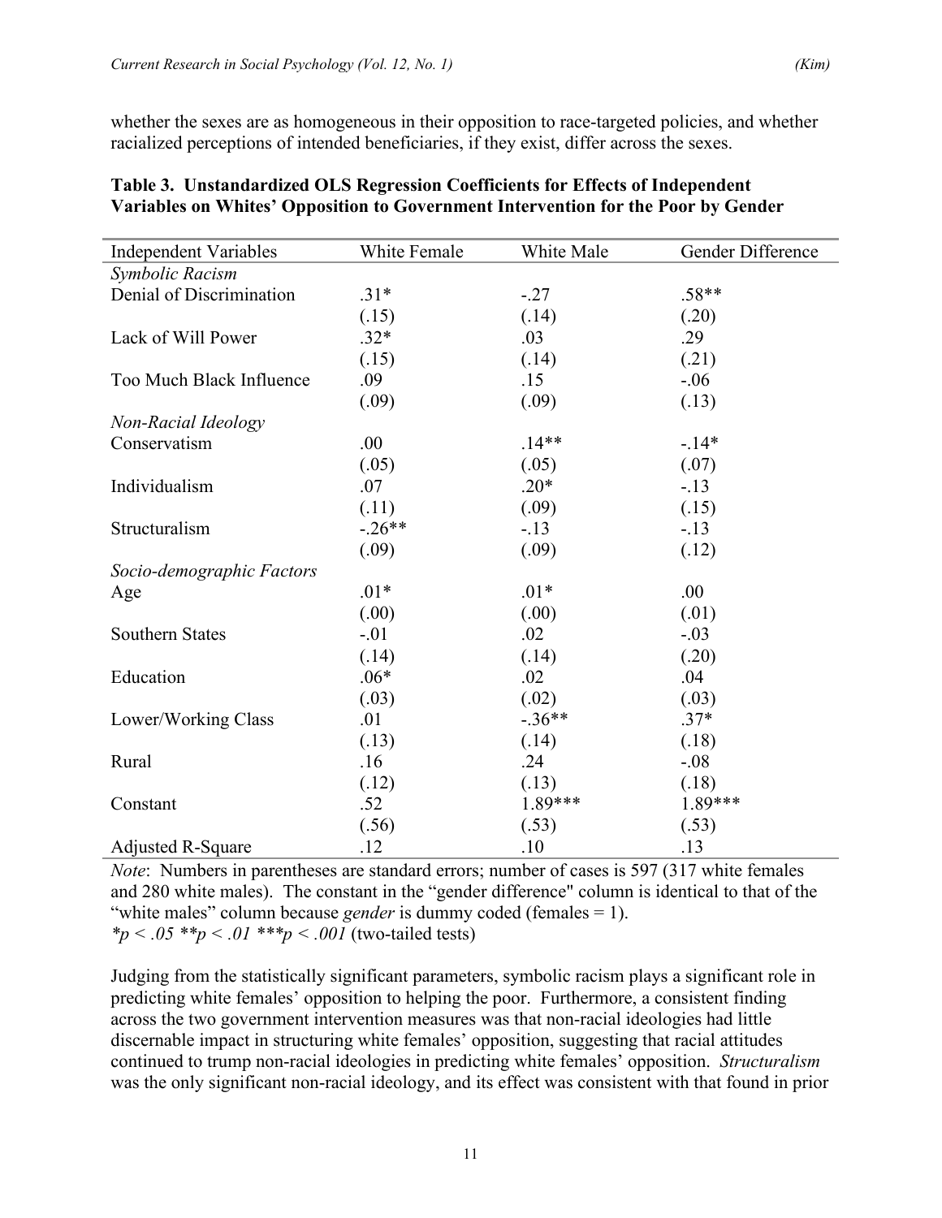whether the sexes are as homogeneous in their opposition to race-targeted policies, and whether racialized perceptions of intended beneficiaries, if they exist, differ across the sexes.

**Table 3. Unstandardized OLS Regression Coefficients for Effects of Independent Variables on Whites' Opposition to Government Intervention for the Poor by Gender**

| Independent Variables | White Female | White Male | Gender Difference |
|---|---|---|---|
| *Symbolic Racism* | | | |
| Denial of Discrimination | .31* | -.27 | .58** |
| | (.15) | (.14) | (.20) |
| Lack of Will Power | .32* | .03 | .29 |
| | (.15) | (.14) | (.21) |
| Too Much Black Influence | .09 | .15 | -.06 |
| | (.09) | (.09) | (.13) |
| *Non-Racial Ideology* | | | |
| Conservatism | .00 | .14** | -.14* |
| | (.05) | (.05) | (.07) |
| Individualism | .07 | .20* | -.13 |
| | (.11) | (.09) | (.15) |
| Structuralism | -.26** | -.13 | -.13 |
| | (.09) | (.09) | (.12) |
| *Socio-demographic Factors* | | | |
| Age | .01* | .01* | .00 |
| | (.00) | (.00) | (.01) |
| Southern States | -.01 | .02 | -.03 |
| | (.14) | (.14) | (.20) |
| Education | .06* | .02 | .04 |
| | (.03) | (.02) | (.03) |
| Lower/Working Class | .01 | -.36** | .37* |
| | (.13) | (.14) | (.18) |
| Rural | .16 | .24 | -.08 |
| | (.12) | (.13) | (.18) |
| Constant | .52 | 1.89*** | 1.89*** |
| | (.56) | (.53) | (.53) |
| Adjusted R-Square | .12 | .10 | .13 |

*Note*: Numbers in parentheses are standard errors; number of cases is 597 (317 white females and 280 white males). The constant in the "gender difference" column is identical to that of the "white males" column because *gender* is dummy coded (females = 1).
$*p < .05$ $**p < .01$ $***p < .001$ (two-tailed tests)

Judging from the statistically significant parameters, symbolic racism plays a significant role in predicting white females' opposition to helping the poor. Furthermore, a consistent finding across the two government intervention measures was that non-racial ideologies had little discernable impact in structuring white females' opposition, suggesting that racial attitudes continued to trump non-racial ideologies in predicting white females' opposition. *Structuralism* was the only significant non-racial ideology, and its effect was consistent with that found in prior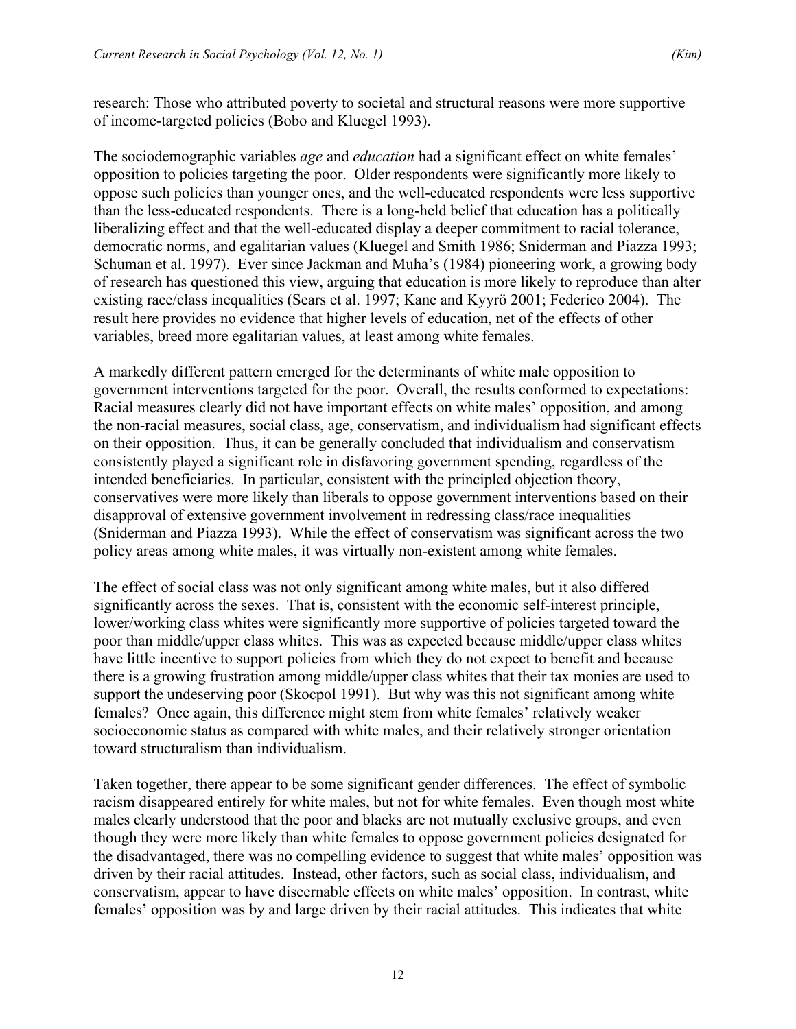research: Those who attributed poverty to societal and structural reasons were more supportive of income-targeted policies (Bobo and Kluegel 1993).

The sociodemographic variables *age* and *education* had a significant effect on white females' opposition to policies targeting the poor. Older respondents were significantly more likely to oppose such policies than younger ones, and the well-educated respondents were less supportive than the less-educated respondents. There is a long-held belief that education has a politically liberalizing effect and that the well-educated display a deeper commitment to racial tolerance, democratic norms, and egalitarian values (Kluegel and Smith 1986; Sniderman and Piazza 1993; Schuman et al. 1997). Ever since Jackman and Muha's (1984) pioneering work, a growing body of research has questioned this view, arguing that education is more likely to reproduce than alter existing race/class inequalities (Sears et al. 1997; Kane and Kyyrö 2001; Federico 2004). The result here provides no evidence that higher levels of education, net of the effects of other variables, breed more egalitarian values, at least among white females.

A markedly different pattern emerged for the determinants of white male opposition to government interventions targeted for the poor. Overall, the results conformed to expectations: Racial measures clearly did not have important effects on white males' opposition, and among the non-racial measures, social class, age, conservatism, and individualism had significant effects on their opposition. Thus, it can be generally concluded that individualism and conservatism consistently played a significant role in disfavoring government spending, regardless of the intended beneficiaries. In particular, consistent with the principled objection theory, conservatives were more likely than liberals to oppose government interventions based on their disapproval of extensive government involvement in redressing class/race inequalities (Sniderman and Piazza 1993). While the effect of conservatism was significant across the two policy areas among white males, it was virtually non-existent among white females.

The effect of social class was not only significant among white males, but it also differed significantly across the sexes. That is, consistent with the economic self-interest principle, lower/working class whites were significantly more supportive of policies targeted toward the poor than middle/upper class whites. This was as expected because middle/upper class whites have little incentive to support policies from which they do not expect to benefit and because there is a growing frustration among middle/upper class whites that their tax monies are used to support the undeserving poor (Skocpol 1991). But why was this not significant among white females? Once again, this difference might stem from white females' relatively weaker socioeconomic status as compared with white males, and their relatively stronger orientation toward structuralism than individualism.

Taken together, there appear to be some significant gender differences. The effect of symbolic racism disappeared entirely for white males, but not for white females. Even though most white males clearly understood that the poor and blacks are not mutually exclusive groups, and even though they were more likely than white females to oppose government policies designated for the disadvantaged, there was no compelling evidence to suggest that white males' opposition was driven by their racial attitudes. Instead, other factors, such as social class, individualism, and conservatism, appear to have discernable effects on white males' opposition. In contrast, white females' opposition was by and large driven by their racial attitudes. This indicates that white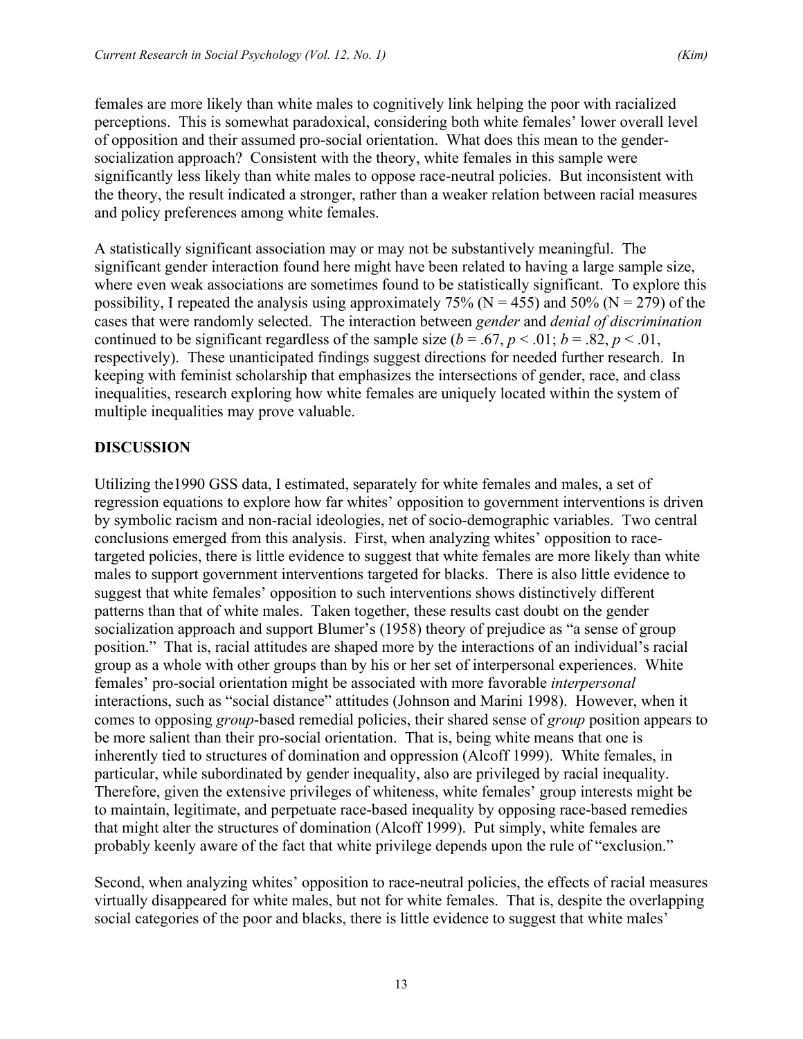females are more likely than white males to cognitively link helping the poor with racialized perceptions. This is somewhat paradoxical, considering both white females' lower overall level of opposition and their assumed pro-social orientation. What does this mean to the gender-socialization approach? Consistent with the theory, white females in this sample were significantly less likely than white males to oppose race-neutral policies. But inconsistent with the theory, the result indicated a stronger, rather than a weaker relation between racial measures and policy preferences among white females.

A statistically significant association may or may not be substantively meaningful. The significant gender interaction found here might have been related to having a large sample size, where even weak associations are sometimes found to be statistically significant. To explore this possibility, I repeated the analysis using approximately 75% (N = 455) and 50% (N = 279) of the cases that were randomly selected. The interaction between *gender* and *denial of discrimination* continued to be significant regardless of the sample size ($b = .67, p < .01$; $b = .82, p < .01$, respectively). These unanticipated findings suggest directions for needed further research. In keeping with feminist scholarship that emphasizes the intersections of gender, race, and class inequalities, research exploring how white females are uniquely located within the system of multiple inequalities may prove valuable.

## DISCUSSION

Utilizing the1990 GSS data, I estimated, separately for white females and males, a set of regression equations to explore how far whites' opposition to government interventions is driven by symbolic racism and non-racial ideologies, net of socio-demographic variables. Two central conclusions emerged from this analysis. First, when analyzing whites' opposition to race-targeted policies, there is little evidence to suggest that white females are more likely than white males to support government interventions targeted for blacks. There is also little evidence to suggest that white females' opposition to such interventions shows distinctively different patterns than that of white males. Taken together, these results cast doubt on the gender socialization approach and support Blumer's (1958) theory of prejudice as "a sense of group position." That is, racial attitudes are shaped more by the interactions of an individual's racial group as a whole with other groups than by his or her set of interpersonal experiences. White females' pro-social orientation might be associated with more favorable *interpersonal* interactions, such as "social distance" attitudes (Johnson and Marini 1998). However, when it comes to opposing *group*-based remedial policies, their shared sense of *group* position appears to be more salient than their pro-social orientation. That is, being white means that one is inherently tied to structures of domination and oppression (Alcoff 1999). White females, in particular, while subordinated by gender inequality, also are privileged by racial inequality. Therefore, given the extensive privileges of whiteness, white females' group interests might be to maintain, legitimate, and perpetuate race-based inequality by opposing race-based remedies that might alter the structures of domination (Alcoff 1999). Put simply, white females are probably keenly aware of the fact that white privilege depends upon the rule of "exclusion."

Second, when analyzing whites' opposition to race-neutral policies, the effects of racial measures virtually disappeared for white males, but not for white females. That is, despite the overlapping social categories of the poor and blacks, there is little evidence to suggest that white males'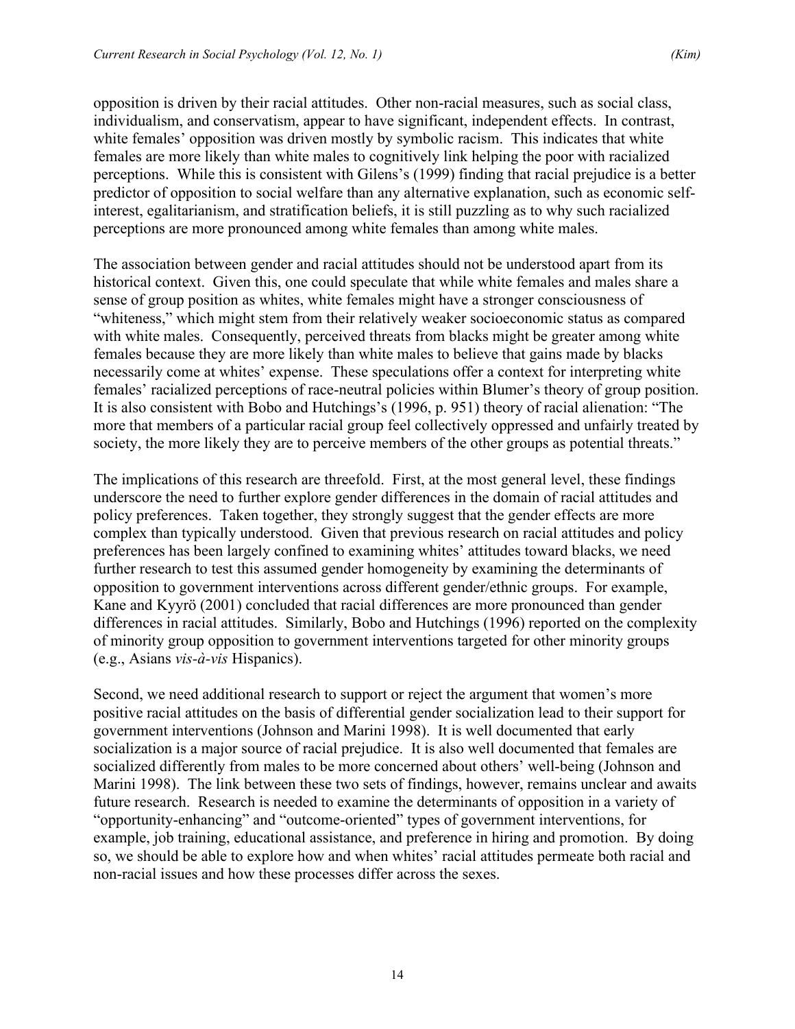opposition is driven by their racial attitudes. Other non-racial measures, such as social class, individualism, and conservatism, appear to have significant, independent effects. In contrast, white females' opposition was driven mostly by symbolic racism. This indicates that white females are more likely than white males to cognitively link helping the poor with racialized perceptions. While this is consistent with Gilens's (1999) finding that racial prejudice is a better predictor of opposition to social welfare than any alternative explanation, such as economic self-interest, egalitarianism, and stratification beliefs, it is still puzzling as to why such racialized perceptions are more pronounced among white females than among white males.

The association between gender and racial attitudes should not be understood apart from its historical context. Given this, one could speculate that while white females and males share a sense of group position as whites, white females might have a stronger consciousness of "whiteness," which might stem from their relatively weaker socioeconomic status as compared with white males. Consequently, perceived threats from blacks might be greater among white females because they are more likely than white males to believe that gains made by blacks necessarily come at whites' expense. These speculations offer a context for interpreting white females' racialized perceptions of race-neutral policies within Blumer's theory of group position. It is also consistent with Bobo and Hutchings's (1996, p. 951) theory of racial alienation: "The more that members of a particular racial group feel collectively oppressed and unfairly treated by society, the more likely they are to perceive members of the other groups as potential threats."

The implications of this research are threefold. First, at the most general level, these findings underscore the need to further explore gender differences in the domain of racial attitudes and policy preferences. Taken together, they strongly suggest that the gender effects are more complex than typically understood. Given that previous research on racial attitudes and policy preferences has been largely confined to examining whites' attitudes toward blacks, we need further research to test this assumed gender homogeneity by examining the determinants of opposition to government interventions across different gender/ethnic groups. For example, Kane and Kyyrö (2001) concluded that racial differences are more pronounced than gender differences in racial attitudes. Similarly, Bobo and Hutchings (1996) reported on the complexity of minority group opposition to government interventions targeted for other minority groups (e.g., Asians *vis-à-vis* Hispanics).

Second, we need additional research to support or reject the argument that women's more positive racial attitudes on the basis of differential gender socialization lead to their support for government interventions (Johnson and Marini 1998). It is well documented that early socialization is a major source of racial prejudice. It is also well documented that females are socialized differently from males to be more concerned about others' well-being (Johnson and Marini 1998). The link between these two sets of findings, however, remains unclear and awaits future research. Research is needed to examine the determinants of opposition in a variety of "opportunity-enhancing" and "outcome-oriented" types of government interventions, for example, job training, educational assistance, and preference in hiring and promotion. By doing so, we should be able to explore how and when whites' racial attitudes permeate both racial and non-racial issues and how these processes differ across the sexes.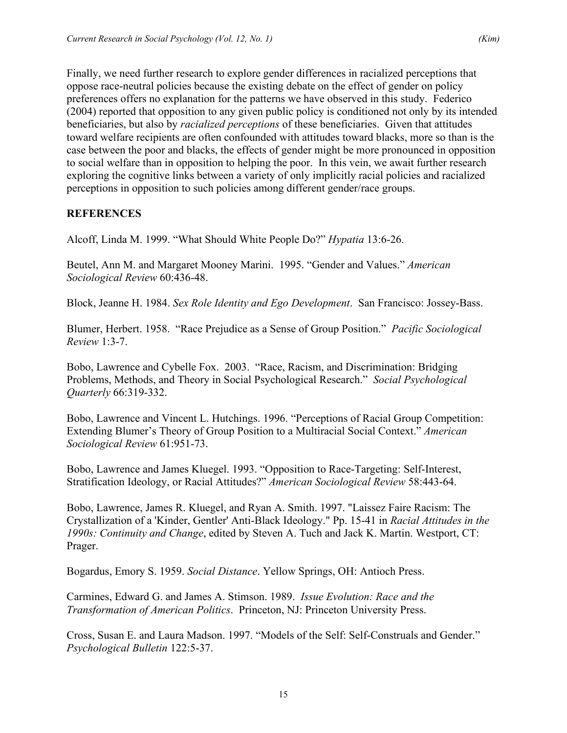Finally, we need further research to explore gender differences in racialized perceptions that oppose race-neutral policies because the existing debate on the effect of gender on policy preferences offers no explanation for the patterns we have observed in this study. Federico (2004) reported that opposition to any given public policy is conditioned not only by its intended beneficiaries, but also by *racialized perceptions* of these beneficiaries. Given that attitudes toward welfare recipients are often confounded with attitudes toward blacks, more so than is the case between the poor and blacks, the effects of gender might be more pronounced in opposition to social welfare than in opposition to helping the poor. In this vein, we await further research exploring the cognitive links between a variety of only implicitly racial policies and racialized perceptions in opposition to such policies among different gender/race groups.

## REFERENCES

Alcoff, Linda M. 1999. "What Should White People Do?" *Hypatia* 13:6-26.

Beutel, Ann M. and Margaret Mooney Marini. 1995. "Gender and Values." *American Sociological Review* 60:436-48.

Block, Jeanne H. 1984. *Sex Role Identity and Ego Development*. San Francisco: Jossey-Bass.

Blumer, Herbert. 1958. "Race Prejudice as a Sense of Group Position." *Pacific Sociological Review* 1:3-7.

Bobo, Lawrence and Cybelle Fox. 2003. "Race, Racism, and Discrimination: Bridging Problems, Methods, and Theory in Social Psychological Research." *Social Psychological Quarterly* 66:319-332.

Bobo, Lawrence and Vincent L. Hutchings. 1996. "Perceptions of Racial Group Competition: Extending Blumer's Theory of Group Position to a Multiracial Social Context." *American Sociological Review* 61:951-73.

Bobo, Lawrence and James Kluegel. 1993. "Opposition to Race-Targeting: Self-Interest, Stratification Ideology, or Racial Attitudes?" *American Sociological Review* 58:443-64.

Bobo, Lawrence, James R. Kluegel, and Ryan A. Smith. 1997. "Laissez Faire Racism: The Crystallization of a 'Kinder, Gentler' Anti-Black Ideology." Pp. 15-41 in *Racial Attitudes in the 1990s: Continuity and Change*, edited by Steven A. Tuch and Jack K. Martin. Westport, CT: Prager.

Bogardus, Emory S. 1959. *Social Distance*. Yellow Springs, OH: Antioch Press.

Carmines, Edward G. and James A. Stimson. 1989. *Issue Evolution: Race and the Transformation of American Politics*. Princeton, NJ: Princeton University Press.

Cross, Susan E. and Laura Madson. 1997. "Models of the Self: Self-Construals and Gender." *Psychological Bulletin* 122:5-37.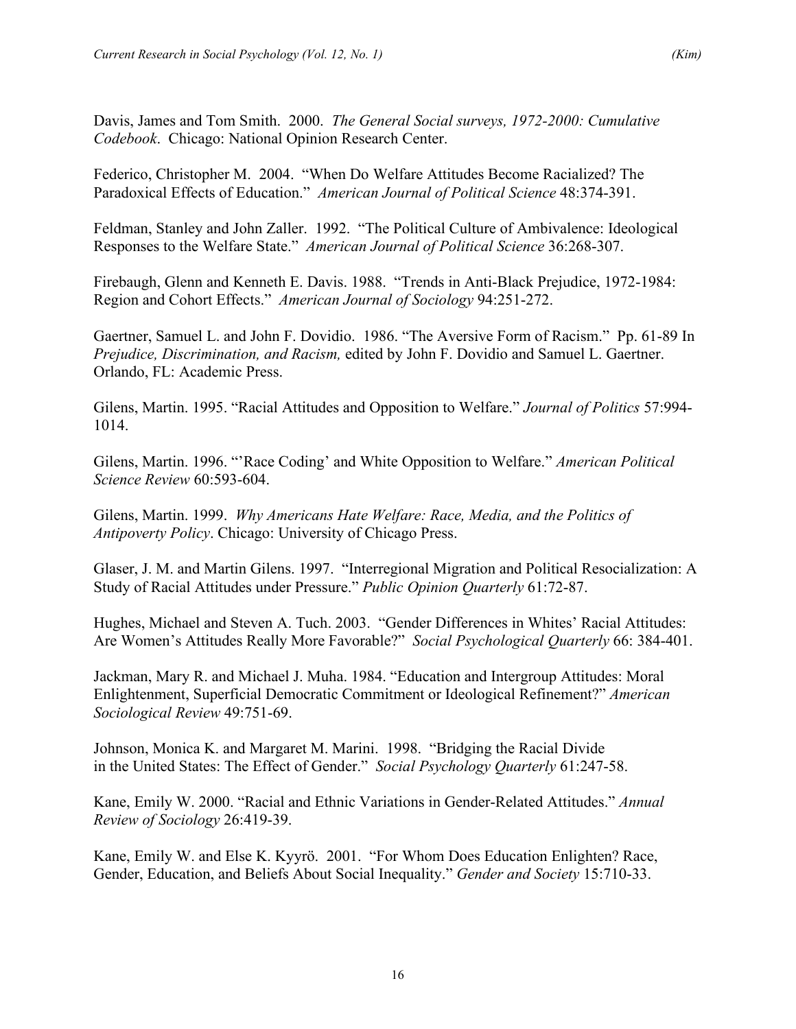Davis, James and Tom Smith. 2000. *The General Social surveys, 1972-2000: Cumulative Codebook*. Chicago: National Opinion Research Center.

Federico, Christopher M. 2004. "When Do Welfare Attitudes Become Racialized? The Paradoxical Effects of Education." *American Journal of Political Science* 48:374-391.

Feldman, Stanley and John Zaller. 1992. "The Political Culture of Ambivalence: Ideological Responses to the Welfare State." *American Journal of Political Science* 36:268-307.

Firebaugh, Glenn and Kenneth E. Davis. 1988. "Trends in Anti-Black Prejudice, 1972-1984: Region and Cohort Effects." *American Journal of Sociology* 94:251-272.

Gaertner, Samuel L. and John F. Dovidio. 1986. "The Aversive Form of Racism." Pp. 61-89 In *Prejudice, Discrimination, and Racism,* edited by John F. Dovidio and Samuel L. Gaertner. Orlando, FL: Academic Press.

Gilens, Martin. 1995. "Racial Attitudes and Opposition to Welfare." *Journal of Politics* 57:994-1014.

Gilens, Martin. 1996. "'Race Coding' and White Opposition to Welfare." *American Political Science Review* 60:593-604.

Gilens, Martin. 1999. *Why Americans Hate Welfare: Race, Media, and the Politics of Antipoverty Policy*. Chicago: University of Chicago Press.

Glaser, J. M. and Martin Gilens. 1997. "Interregional Migration and Political Resocialization: A Study of Racial Attitudes under Pressure." *Public Opinion Quarterly* 61:72-87.

Hughes, Michael and Steven A. Tuch. 2003. "Gender Differences in Whites' Racial Attitudes: Are Women's Attitudes Really More Favorable?" *Social Psychological Quarterly* 66: 384-401.

Jackman, Mary R. and Michael J. Muha. 1984. "Education and Intergroup Attitudes: Moral Enlightenment, Superficial Democratic Commitment or Ideological Refinement?" *American Sociological Review* 49:751-69.

Johnson, Monica K. and Margaret M. Marini. 1998. "Bridging the Racial Divide in the United States: The Effect of Gender." *Social Psychology Quarterly* 61:247-58.

Kane, Emily W. 2000. "Racial and Ethnic Variations in Gender-Related Attitudes." *Annual Review of Sociology* 26:419-39.

Kane, Emily W. and Else K. Kyyrö. 2001. "For Whom Does Education Enlighten? Race, Gender, Education, and Beliefs About Social Inequality." *Gender and Society* 15:710-33.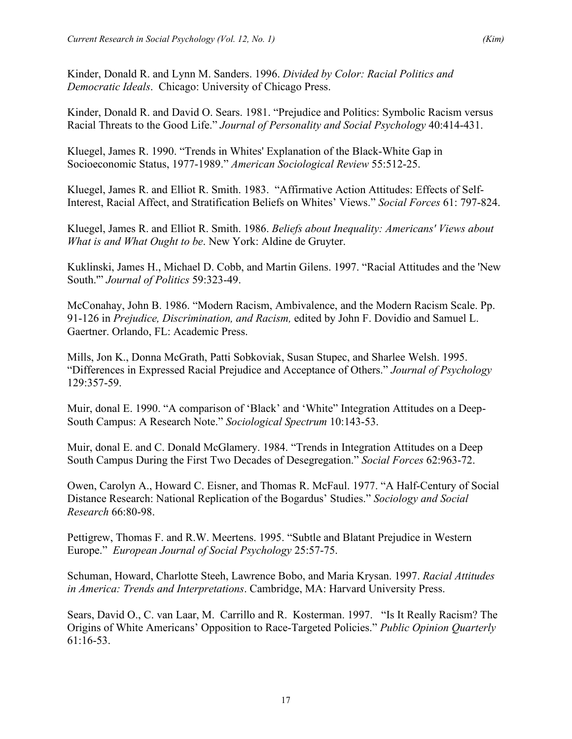Kinder, Donald R. and Lynn M. Sanders. 1996. *Divided by Color: Racial Politics and Democratic Ideals*. Chicago: University of Chicago Press.

Kinder, Donald R. and David O. Sears. 1981. "Prejudice and Politics: Symbolic Racism versus Racial Threats to the Good Life." *Journal of Personality and Social Psychology* 40:414-431.

Kluegel, James R. 1990. "Trends in Whites' Explanation of the Black-White Gap in Socioeconomic Status, 1977-1989." *American Sociological Review* 55:512-25.

Kluegel, James R. and Elliot R. Smith. 1983. "Affirmative Action Attitudes: Effects of Self-Interest, Racial Affect, and Stratification Beliefs on Whites' Views." *Social Forces* 61: 797-824.

Kluegel, James R. and Elliot R. Smith. 1986. *Beliefs about Inequality: Americans' Views about What is and What Ought to be*. New York: Aldine de Gruyter.

Kuklinski, James H., Michael D. Cobb, and Martin Gilens. 1997. "Racial Attitudes and the 'New South.'" *Journal of Politics* 59:323-49.

McConahay, John B. 1986. "Modern Racism, Ambivalence, and the Modern Racism Scale. Pp. 91-126 in *Prejudice, Discrimination, and Racism,* edited by John F. Dovidio and Samuel L. Gaertner. Orlando, FL: Academic Press.

Mills, Jon K., Donna McGrath, Patti Sobkoviak, Susan Stupec, and Sharlee Welsh. 1995. "Differences in Expressed Racial Prejudice and Acceptance of Others." *Journal of Psychology* 129:357-59.

Muir, donal E. 1990. "A comparison of 'Black' and 'White" Integration Attitudes on a Deep-South Campus: A Research Note." *Sociological Spectrum* 10:143-53.

Muir, donal E. and C. Donald McGlamery. 1984. "Trends in Integration Attitudes on a Deep South Campus During the First Two Decades of Desegregation." *Social Forces* 62:963-72.

Owen, Carolyn A., Howard C. Eisner, and Thomas R. McFaul. 1977. "A Half-Century of Social Distance Research: National Replication of the Bogardus' Studies." *Sociology and Social Research* 66:80-98.

Pettigrew, Thomas F. and R.W. Meertens. 1995. "Subtle and Blatant Prejudice in Western Europe." *European Journal of Social Psychology* 25:57-75.

Schuman, Howard, Charlotte Steeh, Lawrence Bobo, and Maria Krysan. 1997. *Racial Attitudes in America: Trends and Interpretations*. Cambridge, MA: Harvard University Press.

Sears, David O., C. van Laar, M. Carrillo and R. Kosterman. 1997. "Is It Really Racism? The Origins of White Americans' Opposition to Race-Targeted Policies." *Public Opinion Quarterly* 61:16-53.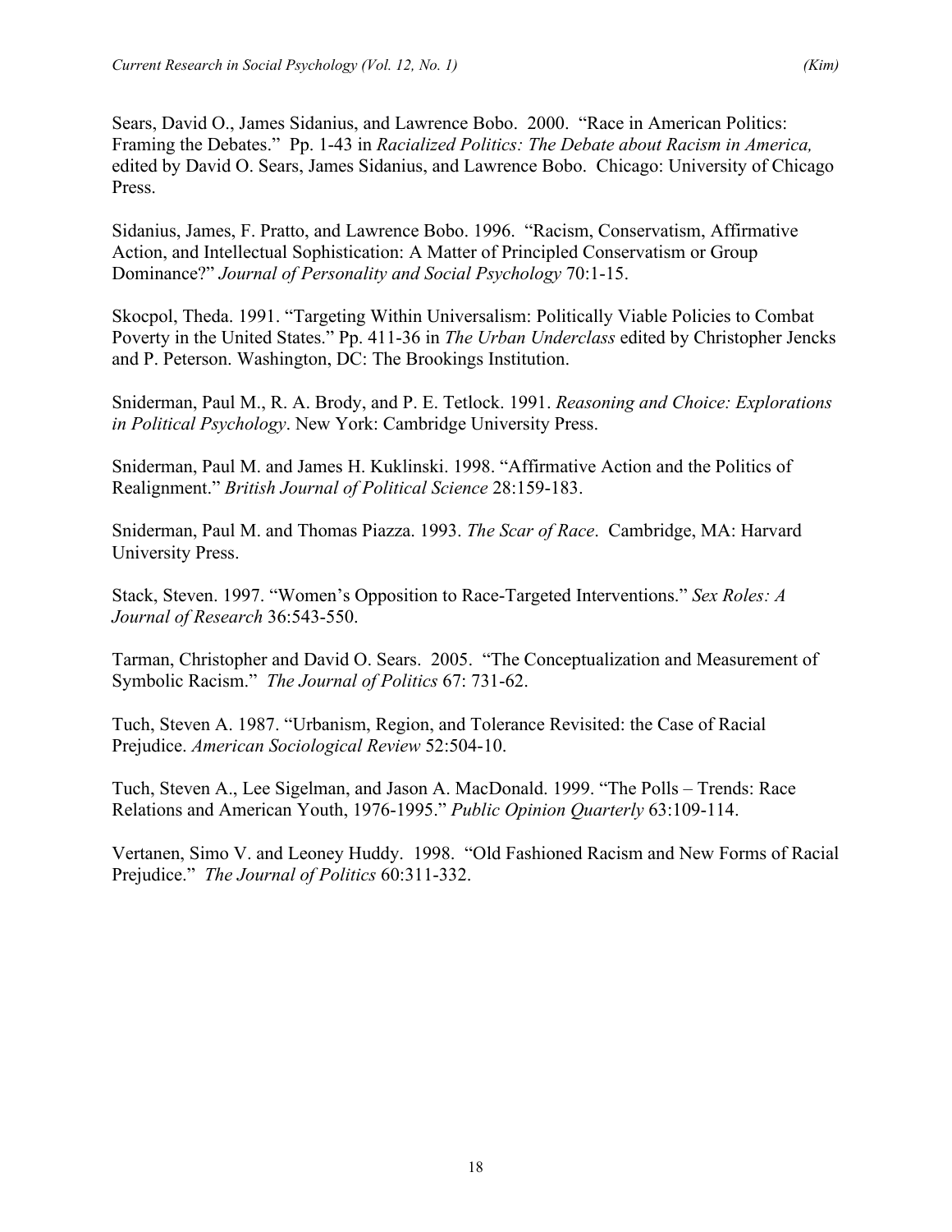Sears, David O., James Sidanius, and Lawrence Bobo. 2000. "Race in American Politics: Framing the Debates." Pp. 1-43 in *Racialized Politics: The Debate about Racism in America,* edited by David O. Sears, James Sidanius, and Lawrence Bobo. Chicago: University of Chicago Press.

Sidanius, James, F. Pratto, and Lawrence Bobo. 1996. "Racism, Conservatism, Affirmative Action, and Intellectual Sophistication: A Matter of Principled Conservatism or Group Dominance?" *Journal of Personality and Social Psychology* 70:1-15.

Skocpol, Theda. 1991. "Targeting Within Universalism: Politically Viable Policies to Combat Poverty in the United States." Pp. 411-36 in *The Urban Underclass* edited by Christopher Jencks and P. Peterson. Washington, DC: The Brookings Institution.

Sniderman, Paul M., R. A. Brody, and P. E. Tetlock. 1991. *Reasoning and Choice: Explorations in Political Psychology*. New York: Cambridge University Press.

Sniderman, Paul M. and James H. Kuklinski. 1998. "Affirmative Action and the Politics of Realignment." *British Journal of Political Science* 28:159-183.

Sniderman, Paul M. and Thomas Piazza. 1993. *The Scar of Race*. Cambridge, MA: Harvard University Press.

Stack, Steven. 1997. "Women's Opposition to Race-Targeted Interventions." *Sex Roles: A Journal of Research* 36:543-550.

Tarman, Christopher and David O. Sears. 2005. "The Conceptualization and Measurement of Symbolic Racism." *The Journal of Politics* 67: 731-62.

Tuch, Steven A. 1987. "Urbanism, Region, and Tolerance Revisited: the Case of Racial Prejudice. *American Sociological Review* 52:504-10.

Tuch, Steven A., Lee Sigelman, and Jason A. MacDonald. 1999. "The Polls – Trends: Race Relations and American Youth, 1976-1995." *Public Opinion Quarterly* 63:109-114.

Vertanen, Simo V. and Leoney Huddy. 1998. "Old Fashioned Racism and New Forms of Racial Prejudice." *The Journal of Politics* 60:311-332.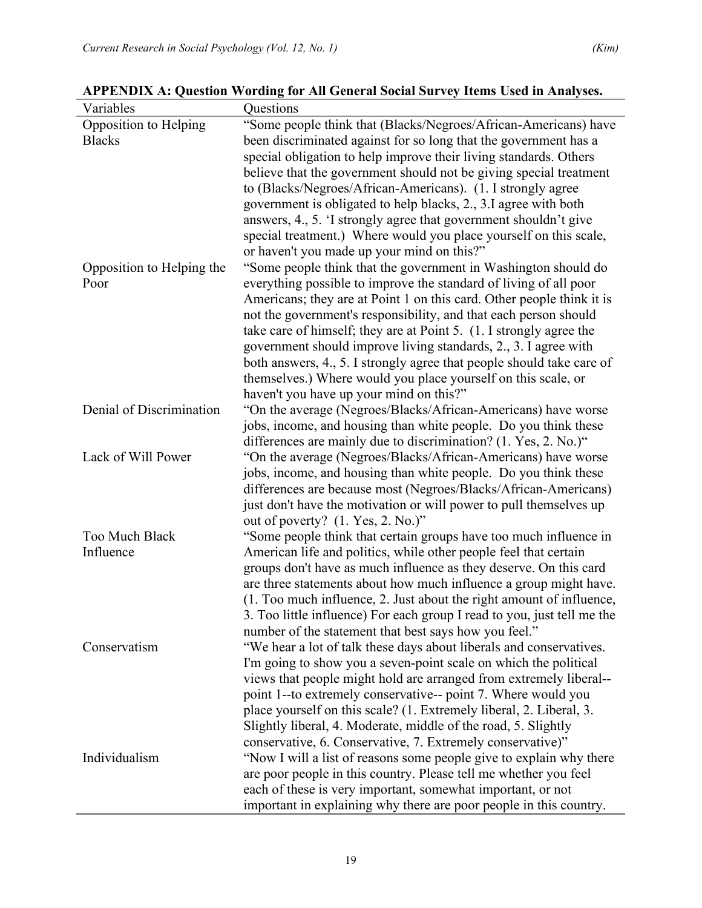**APPENDIX A: Question Wording for All General Social Survey Items Used in Analyses.**

| Variables | Questions |
|---|---|
| Opposition to Helping Blacks | "Some people think that (Blacks/Negroes/African-Americans) have been discriminated against for so long that the government has a special obligation to help improve their living standards. Others believe that the government should not be giving special treatment to (Blacks/Negroes/African-Americans). (1. I strongly agree government is obligated to help blacks, 2., 3.I agree with both answers, 4., 5. 'I strongly agree that government shouldn't give special treatment.) Where would you place yourself on this scale, or haven't you made up your mind on this?" |
| Opposition to Helping the Poor | "Some people think that the government in Washington should do everything possible to improve the standard of living of all poor Americans; they are at Point 1 on this card. Other people think it is not the government's responsibility, and that each person should take care of himself; they are at Point 5. (1. I strongly agree the government should improve living standards, 2., 3. I agree with both answers, 4., 5. I strongly agree that people should take care of themselves.) Where would you place yourself on this scale, or haven't you have up your mind on this?" |
| Denial of Discrimination | "On the average (Negroes/Blacks/African-Americans) have worse jobs, income, and housing than white people. Do you think these differences are mainly due to discrimination? (1. Yes, 2. No.)" |
| Lack of Will Power | "On the average (Negroes/Blacks/African-Americans) have worse jobs, income, and housing than white people. Do you think these differences are because most (Negroes/Blacks/African-Americans) just don't have the motivation or will power to pull themselves up out of poverty? (1. Yes, 2. No.)" |
| Too Much Black Influence | "Some people think that certain groups have too much influence in American life and politics, while other people feel that certain groups don't have as much influence as they deserve. On this card are three statements about how much influence a group might have. (1. Too much influence, 2. Just about the right amount of influence, 3. Too little influence) For each group I read to you, just tell me the number of the statement that best says how you feel." |
| Conservatism | "We hear a lot of talk these days about liberals and conservatives. I'm going to show you a seven-point scale on which the political views that people might hold are arranged from extremely liberal--point 1--to extremely conservative-- point 7. Where would you place yourself on this scale? (1. Extremely liberal, 2. Liberal, 3. Slightly liberal, 4. Moderate, middle of the road, 5. Slightly conservative, 6. Conservative, 7. Extremely conservative)" |
| Individualism | "Now I will a list of reasons some people give to explain why there are poor people in this country. Please tell me whether you feel each of these is very important, somewhat important, or not important in explaining why there are poor people in this country. |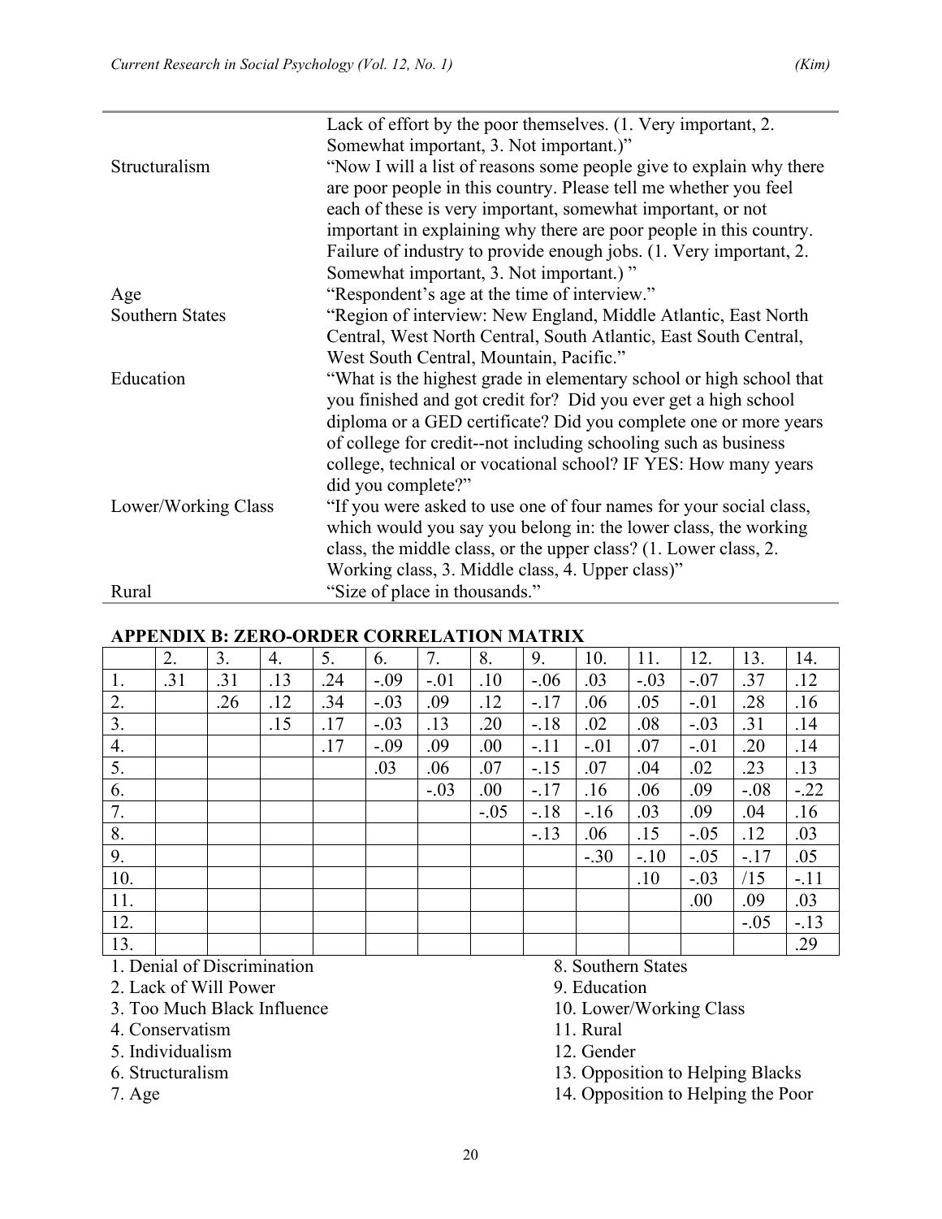| | |
|---|---|
| | Lack of effort by the poor themselves. (1. Very important, 2. Somewhat important, 3. Not important.)" |
| Structuralism | "Now I will a list of reasons some people give to explain why there are poor people in this country. Please tell me whether you feel each of these is very important, somewhat important, or not important in explaining why there are poor people in this country. Failure of industry to provide enough jobs. (1. Very important, 2. Somewhat important, 3. Not important.) " |
| Age | "Respondent's age at the time of interview." |
| Southern States | "Region of interview: New England, Middle Atlantic, East North Central, West North Central, South Atlantic, East South Central, West South Central, Mountain, Pacific." |
| Education | "What is the highest grade in elementary school or high school that you finished and got credit for? Did you ever get a high school diploma or a GED certificate? Did you complete one or more years of college for credit--not including schooling such as business college, technical or vocational school? IF YES: How many years did you complete?" |
| Lower/Working Class | "If you were asked to use one of four names for your social class, which would you say you belong in: the lower class, the working class, the middle class, or the upper class? (1. Lower class, 2. Working class, 3. Middle class, 4. Upper class)" |
| Rural | "Size of place in thousands." |

### APPENDIX B: ZERO-ORDER CORRELATION MATRIX

| | 2. | 3. | 4. | 5. | 6. | 7. | 8. | 9. | 10. | 11. | 12. | 13. | 14. |
|---|---|---|---|---|---|---|---|---|---|---|---|---|---|
| 1. | .31 | .31 | .13 | .24 | -.09 | -.01 | .10 | -.06 | .03 | -.03 | -.07 | .37 | .12 |
| 2. | | .26 | .12 | .34 | -.03 | .09 | .12 | -.17 | .06 | .05 | -.01 | .28 | .16 |
| 3. | | | .15 | .17 | -.03 | .13 | .20 | -.18 | .02 | .08 | -.03 | .31 | .14 |
| 4. | | | | .17 | -.09 | .09 | .00 | -.11 | -.01 | .07 | -.01 | .20 | .14 |
| 5. | | | | | .03 | .06 | .07 | -.15 | .07 | .04 | .02 | .23 | .13 |
| 6. | | | | | | -.03 | .00 | -.17 | .16 | .06 | .09 | -.08 | -.22 |
| 7. | | | | | | | -.05 | -.18 | -.16 | .03 | .09 | .04 | .16 |
| 8. | | | | | | | | -.13 | .06 | .15 | -.05 | .12 | .03 |
| 9. | | | | | | | | | -.30 | -.10 | -.05 | -.17 | .05 |
| 10. | | | | | | | | | | .10 | -.03 | /15 | -.11 |
| 11. | | | | | | | | | | | .00 | .09 | .03 |
| 12. | | | | | | | | | | | | -.05 | -.13 |
| 13. | | | | | | | | | | | | | .29 |

1. Denial of Discrimination
2. Lack of Will Power
3. Too Much Black Influence
4. Conservatism
5. Individualism
6. Structuralism
7. Age
8. Southern States
9. Education
10. Lower/Working Class
11. Rural
12. Gender
13. Opposition to Helping Blacks
14. Opposition to Helping the Poor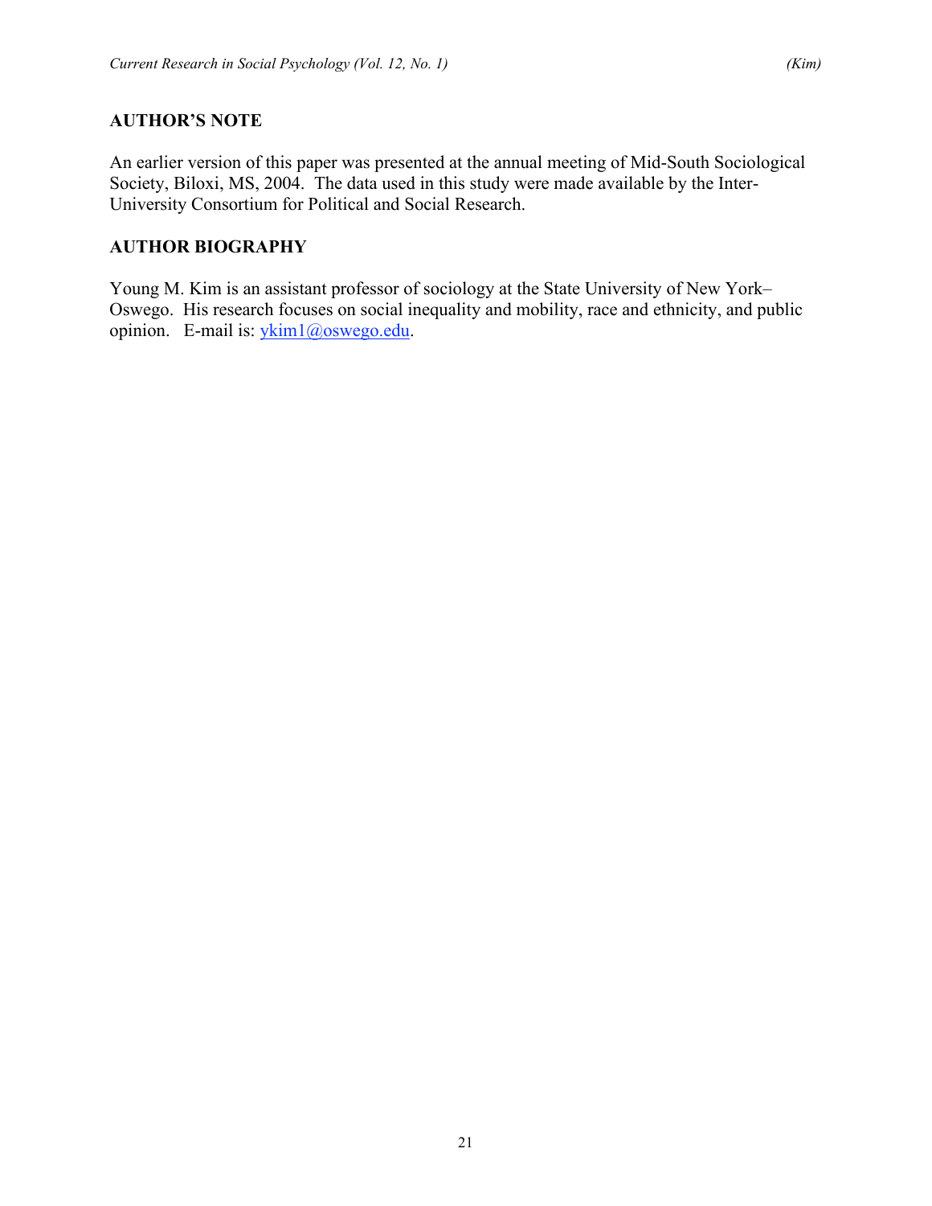## AUTHOR'S NOTE

An earlier version of this paper was presented at the annual meeting of Mid-South Sociological Society, Biloxi, MS, 2004. The data used in this study were made available by the Inter-University Consortium for Political and Social Research.

## AUTHOR BIOGRAPHY

Young M. Kim is an assistant professor of sociology at the State University of New York–Oswego. His research focuses on social inequality and mobility, race and ethnicity, and public opinion. E-mail is: ykim1@oswego.edu.